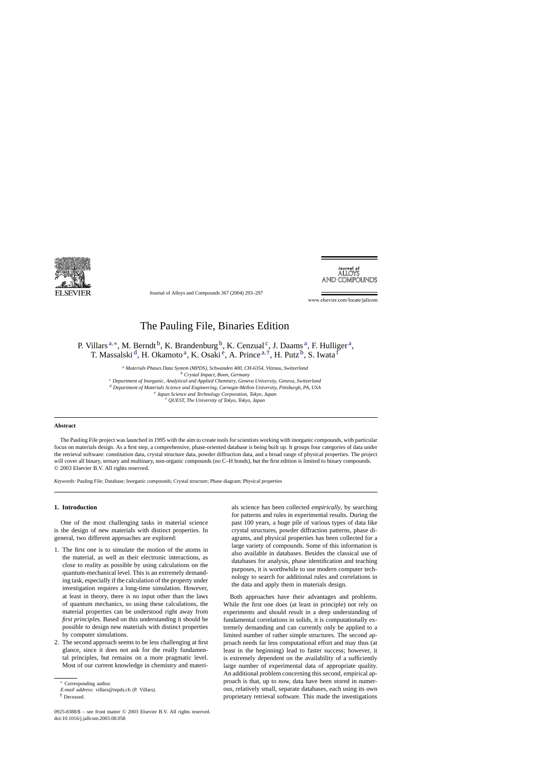# The Pauling File, Binaries Edition

P. Villars [a,*], M. Berndt [b], K. Brandenburg [b], K. Cenzual [c], J. Daams [a], F. Hulliger [a], T. Massalski [d], H. Okamoto [a], K. Osaki [e], A. Prince [a,†], H. Putz [b], S. Iwata [f]

[a] *Materials Phases Data System (MPDS), Schwanden 400, CH-6354, Vitznau, Switzerland*
[b] *Crystal Impact, Bonn, Germany*
[c] *Department of Inorganic, Analytical and Applied Chemistry, Geneva University, Geneva, Switzerland*
[d] *Department of Materials Science and Engineering, Carnegie-Mellon University, Pittsburgh, PA, USA*
[e] *Japan Science and Technology Corporation, Tokyo, Japan*
[f] *QUEST, The University of Tokyo, Tokyo, Japan*

## Abstract

The Pauling File project was launched in 1995 with the aim to create tools for scientists working with inorganic compounds, with particular focus on materials design. As a first step, a comprehensive, phase-oriented database is being built up. It groups four categories of data under the retrieval software: constitution data, crystal structure data, powder diffraction data, and a broad range of physical properties. The project will cover all binary, ternary and multinary, non-organic compounds (no C–H bonds), but the first edition is limited to binary compounds.
© 2003 Elsevier B.V. All rights reserved.

*Keywords:* Pauling File; Database; Inorganic compounds; Crystal structure; Phase diagram; Physical properties

## 1. Introduction

One of the most challenging tasks in material science is the design of new materials with distinct properties. In general, two different approaches are explored:

1. The first one is to simulate the motion of the atoms in the material, as well as their electronic interactions, as close to reality as possible by using calculations on the quantum-mechanical level. This is an extremely demanding task, especially if the calculation of the property under investigation requires a long-time simulation. However, at least in theory, there is no input other than the laws of quantum mechanics, so using these calculations, the material properties can be understood right away from *first principles*. Based on this understanding it should be possible to design new materials with distinct properties by computer simulations.
2. The second approach seems to be less challenging at first glance, since it does not ask for the really fundamental principles, but remains on a more pragmatic level. Most of our current knowledge in chemistry and materials science has been collected *empirically*, by searching for patterns and rules in experimental results. During the past 100 years, a huge pile of various types of data like crystal structures, powder diffraction patterns, phase diagrams, and physical properties has been collected for a large variety of compounds. Some of this information is also available in databases. Besides the classical use of databases for analysis, phase identification and teaching purposes, it is worthwhile to use modern computer technology to search for additional rules and correlations in the data and apply them in materials design.

Both approaches have their advantages and problems. While the first one does (at least in principle) not rely on experiments and should result in a deep understanding of fundamental correlations in solids, it is computationally extremely demanding and can currently only be applied to a limited number of rather simple structures. The second approach needs far less computational effort and may thus (at least in the beginning) lead to faster success; however, it is extremely dependent on the availability of a sufficiently large number of experimental data of appropriate quality. An additional problem concerning this second, empirical approach is that, up to now, data have been stored in numerous, relatively small, separate databases, each using its own proprietary retrieval software. This made the investigations

* Corresponding author.
*E-mail address:* villars@mpds.ch (P. Villars).
† Deceased.

0925-8388/$ – see front matter © 2003 Elsevier B.V. All rights reserved.
doi:10.1016/j.jallcom.2003.08.058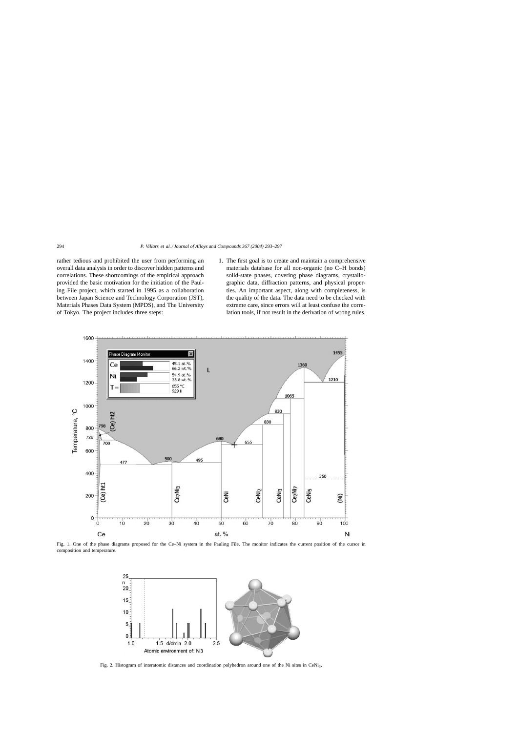rather tedious and prohibited the user from performing an overall data analysis in order to discover hidden patterns and correlations. These shortcomings of the empirical approach provided the basic motivation for the initiation of the Pauling File project, which started in 1995 as a collaboration between Japan Science and Technology Corporation (JST), Materials Phases Data System (MPDS), and The University of Tokyo. The project includes three steps:

1. The first goal is to create and maintain a comprehensive materials database for all non-organic (no C–H bonds) solid-state phases, covering phase diagrams, crystallographic data, diffraction patterns, and physical properties. An important aspect, along with completeness, is the quality of the data. The data need to be checked with extreme care, since errors will at least confuse the correlation tools, if not result in the derivation of wrong rules.

Phase Diagram Monitor
Ce 45.1 at.% 66.2 wt.%
Ni 54.9 at.% 33.8 wt.%
T= 655 °C 929 K

1600
1400
1200
1000
800
726
600
400
200
0
Temperature, °C

L
1455
1360
1210
1065
930
830
798
700
680
655
500
495
477
350

(Ce) ht2
(Ce) ht1
$Ce_7Ni_3$
CeNi
$CeNi_2$
$CeNi_3$
$Ce_2Ni_7$
$CeNi_5$
(Ni)

0 10 20 30 40 50 60 70 80 90 100
Ce at. % Ni

Fig. 1. One of the phase diagrams proposed for the Ce–Ni system in the Pauling File. The monitor indicates the current position of the cursor in composition and temperature.

25
n
20
15
10
5
0
1.0 1.5 d/dmin 2.0 2.5
Atomic environment of: Ni3

Fig. 2. Histogram of interatomic distances and coordination polyhedron around one of the Ni sites in $CeNi_3$.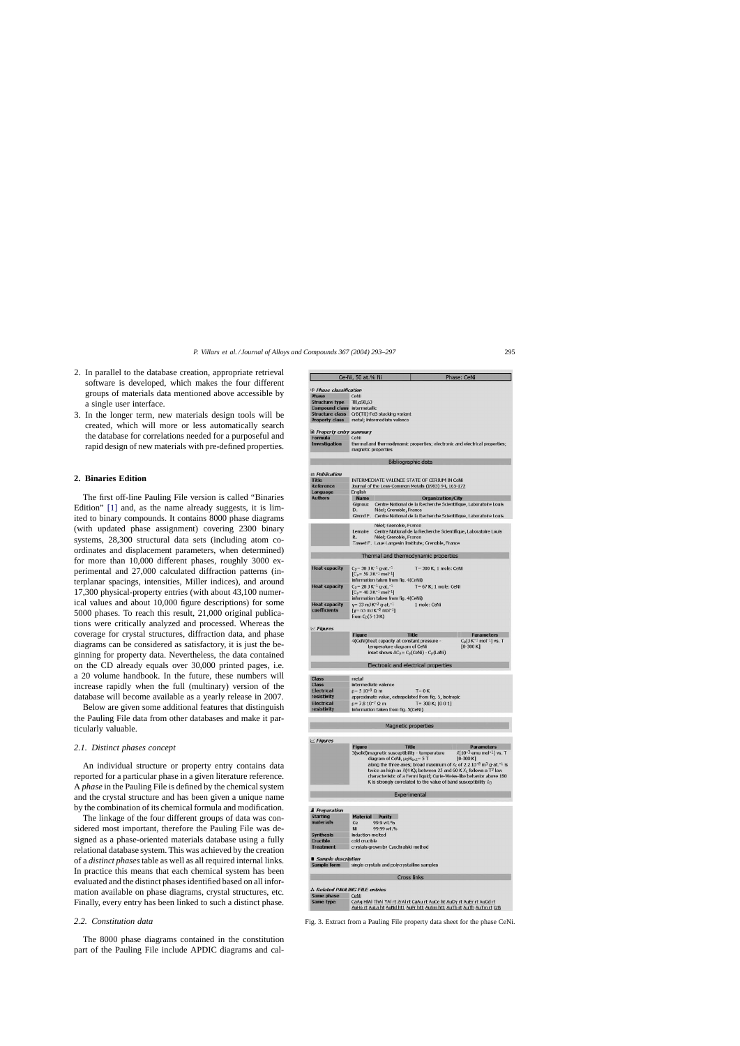2. In parallel to the database creation, appropriate retrieval software is developed, which makes the four different groups of materials data mentioned above accessible by a single user interface.
3. In the longer term, new materials design tools will be created, which will more or less automatically search the database for correlations needed for a purposeful and rapid design of new materials with pre-defined properties.

## 2. Binaries Edition

The first off-line Pauling File version is called "Binaries Edition" [1] and, as the name already suggests, it is limited to binary compounds. It contains 8000 phase diagrams (with updated phase assignment) covering 2300 binary systems, 28,300 structural data sets (including atom coordinates and displacement parameters, when determined) for more than 10,000 different phases, roughly 3000 experimental and 27,000 calculated diffraction patterns (interplanar spacings, intensities, Miller indices), and around 17,300 physical-property entries (with about 43,100 numerical values and about 10,000 figure descriptions) for some 5000 phases. To reach this result, 21,000 original publications were critically analyzed and processed. Whereas the coverage for crystal structures, diffraction data, and phase diagrams can be considered as satisfactory, it is just the beginning for property data. Nevertheless, the data contained on the CD already equals over 30,000 printed pages, i.e. a 20 volume handbook. In the future, these numbers will increase rapidly when the full (multinary) version of the database will become available as a yearly release in 2007.

Below are given some additional features that distinguish the Pauling File data from other databases and make it particularly valuable.

### 2.1. Distinct phases concept

An individual structure or property entry contains data reported for a particular phase in a given literature reference. A *phase* in the Pauling File is defined by the chemical system and the crystal structure and has been given a unique name by the combination of its chemical formula and modification.

The linkage of the four different groups of data was considered most important, therefore the Pauling File was designed as a phase-oriented materials database using a fully relational database system. This was achieved by the creation of a *distinct phases* table as well as all required internal links. In practice this means that each chemical system has been evaluated and the distinct phases identified based on all information available on phase diagrams, crystal structures, etc. Finally, every entry has been linked to such a distinct phase.

### 2.2. Constitution data

The 8000 phase diagrams contained in the constitution part of the Pauling File include APDIC diagrams and cal-

| Ce-Ni, 50 at.% Ni | Phase: CeNi |
|---|---|

**Phase classification**

| | |
|---|---|
| Phase | CeNi |
| Structure type | TlI,oS8,63 |
| Compound class | intermetallic |
| Structure class | CrB(TlI)-FeB stacking variant |
| Property class | metal; intermediate valence |

**Property entry summary**

| | |
|---|---|
| Formula | CeNi |
| Investigation | thermal and thermodynamic properties; electronic and electrical properties; magnetic properties |

Bibliographic data

**Publication**

| | |
|---|---|
| Title | INTERMEDIATE VALENCE STATE OF CERIUM IN CeNi |
| Reference | Journal of the Less-Common Metals (1983) 94, 165-172 |
| Language | English |
| Authors | Name — Organization/City |
| | Gignoux D. — Centre National de la Recherche Scientifique, Laboratoire Louis Néel; Grenoble, France |
| | Givord F. — Centre National de la Recherche Scientifique, Laboratoire Louis Néel; Grenoble, France |
| | Lemaire R. — Centre National de la Recherche Scientifique, Laboratoire Louis Néel; Grenoble, France |
| | Tasset F. — Laue-Langevin Institute; Grenoble, France |

Thermal and thermodynamic properties

| | |
|---|---|
| Heat capacity | $C_p$ = 30 J K$^{-1}$ g-at.$^{-1}$ [$C_p$ = 59 J K$^{-1}$ mol$^{-1}$] T = 300 K; 1 mole: CeNi; information taken from fig. 4(CeNi) |
| Heat capacity | $C_p$ = 20 J K$^{-1}$ g-at.$^{-1}$ [$C_p$ = 40 J K$^{-1}$ mol$^{-1}$] T = 67 K; 1 mole: CeNi; information taken from fig. 4(CeNi) |
| Heat capacity coefficients | $\gamma$ = 33 mJ K$^{-2}$ g-at.$^{-1}$ [$\gamma$ = 65 mJ K$^{-2}$ mol$^{-1}$] 1 mole: CeNi; from $C_p$(5-13 K) |

**Figures**

| Figure | Title | Parameters |
|---|---|---|
| 4(CeNi) | heat capacity at constant pressure - temperature diagram of CeNi; inset shows $\Delta C_p = C_p$(CeNi) - $C_p$(LaNi) | $C_p$[J K$^{-1}$ mol$^{-1}$] vs. T [0-300 K] |

Electronic and electrical properties

| | |
|---|---|
| Class | metal |
| Class | intermediate valence |
| Electrical resistivity | $\rho$ ~ 5 10$^{-8}$ Ω m T ~ 0 K; approximate value, extrapolated from fig. 5, isotropic |
| Electrical resistivity | $\rho$ = 7.8 10$^{-7}$ Ω m T = 300 K; [0 0 1]; information taken from fig. 5(CeNi) |

Magnetic properties

**Figures**

| Figure | Title | Parameters |
|---|---|---|
| 3(solid) | magnetic susceptibility - temperature diagram of CeNi, $\mu_0 H_{ext}$ = 5 T along the three axes; broad maximum of $\chi_t$ of 2.2 10$^{-8}$ m$^3$ g-at.$^{-1}$ is twice as high as $\chi$(4 K); between 25 and 60 K $\chi_t$ follows a T$^2$ law characteristic of a Fermi liquid; Curie-Weiss-like behavior above 180 K is strongly correlated to the value of band susceptibility $\chi_0$ | $\chi$[10$^{-3}$ emu mol$^{-1}$] vs. T [0-300 K] |

Experimental

**Preparation**

| | |
|---|---|
| Starting materials | Material — Purity: Ce 99.9 wt.%; Ni 99.99 wt.% |
| Synthesis | induction melted |
| Crucible | cold crucible |
| Treatment | crystals grown by Czochralski method |

**Sample description**

| | |
|---|---|
| Sample form | single crystals and polycrystalline samples |

Cross links

**Related PAULING FILE entries**

| | |
|---|---|
| Same phase | CeNi |
| Same type | CeAg HfAl ThAl YAl rt ZrAl rt CaAu rt AuCe lst AuDy rt AuEr rt AuGd rt AuHo rt AuLa ht AuNd ht1 AuPr ht1 AuSm ht1 AuTb rt AuTh AuTm rt CrB |

Fig. 3. Extract from a Pauling File property data sheet for the phase CeNi.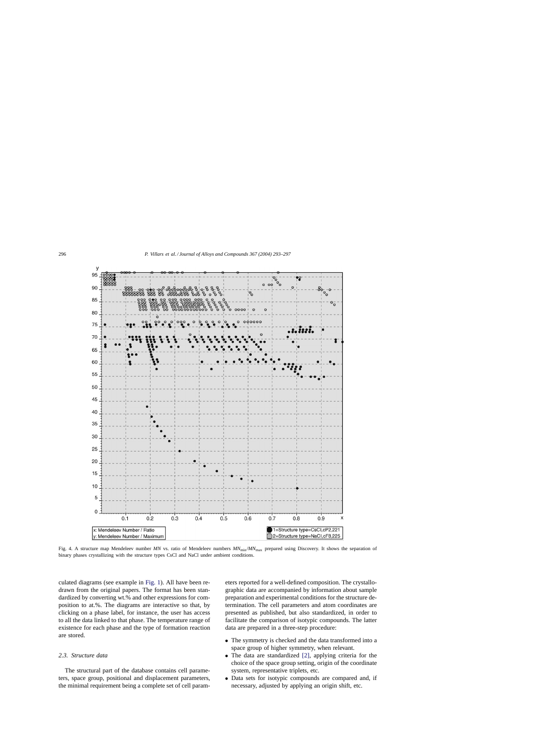y

95, 90, 85, 80, 75, 70, 65, 60, 55, 50, 45, 40, 35, 30, 25, 20, 15, 10, 5, 0

0.1, 0.2, 0.3, 0.4, 0.5, 0.6, 0.7, 0.8, 0.9, x

x: Mendeleev Number / Ratio
y: Mendeleev Number / Maximum

1=Structure type=CsCl,cP2,221
2=Structure type=NaCl,cF8,225

Fig. 4. A structure map Mendeleev number *MN* vs. ratio of Mendeleev numbers $MN_{min}/MN_{max}$ prepared using Discovery. It shows the separation of binary phases crystallizing with the structure types CsCl and NaCl under ambient conditions.

culated diagrams (see example in Fig. 1). All have been redrawn from the original papers. The format has been standardized by converting wt.% and other expressions for composition to at.%. The diagrams are interactive so that, by clicking on a phase label, for instance, the user has access to all the data linked to that phase. The temperature range of existence for each phase and the type of formation reaction are stored.

### 2.3. Structure data

The structural part of the database contains cell parameters, space group, positional and displacement parameters, the minimal requirement being a complete set of cell parameters reported for a well-defined composition. The crystallographic data are accompanied by information about sample preparation and experimental conditions for the structure determination. The cell parameters and atom coordinates are presented as published, but also standardized, in order to facilitate the comparison of isotypic compounds. The latter data are prepared in a three-step procedure:

- The symmetry is checked and the data transformed into a space group of higher symmetry, when relevant.
- The data are standardized [2], applying criteria for the choice of the space group setting, origin of the coordinate system, representative triplets, etc.
- Data sets for isotypic compounds are compared and, if necessary, adjusted by applying an origin shift, etc.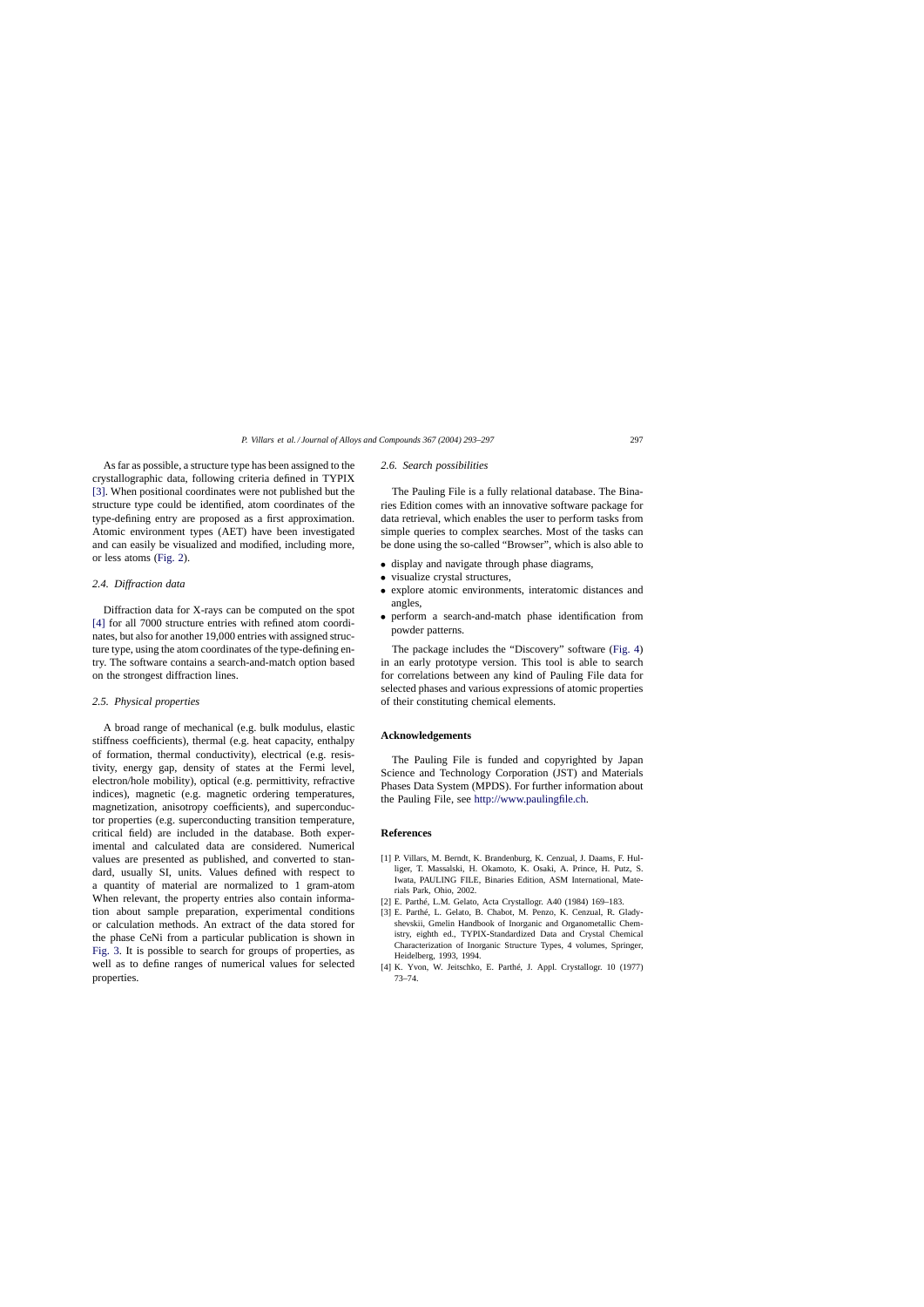As far as possible, a structure type has been assigned to the crystallographic data, following criteria defined in TYPIX [3]. When positional coordinates were not published but the structure type could be identified, atom coordinates of the type-defining entry are proposed as a first approximation. Atomic environment types (AET) have been investigated and can easily be visualized and modified, including more, or less atoms (Fig. 2).

### 2.4. Diffraction data

Diffraction data for X-rays can be computed on the spot [4] for all 7000 structure entries with refined atom coordinates, but also for another 19,000 entries with assigned structure type, using the atom coordinates of the type-defining entry. The software contains a search-and-match option based on the strongest diffraction lines.

### 2.5. Physical properties

A broad range of mechanical (e.g. bulk modulus, elastic stiffness coefficients), thermal (e.g. heat capacity, enthalpy of formation, thermal conductivity), electrical (e.g. resistivity, energy gap, density of states at the Fermi level, electron/hole mobility), optical (e.g. permittivity, refractive indices), magnetic (e.g. magnetic ordering temperatures, magnetization, anisotropy coefficients), and superconductor properties (e.g. superconducting transition temperature, critical field) are included in the database. Both experimental and calculated data are considered. Numerical values are presented as published, and converted to standard, usually SI, units. Values defined with respect to a quantity of material are normalized to 1 gram-atom When relevant, the property entries also contain information about sample preparation, experimental conditions or calculation methods. An extract of the data stored for the phase CeNi from a particular publication is shown in Fig. 3. It is possible to search for groups of properties, as well as to define ranges of numerical values for selected properties.

### 2.6. Search possibilities

The Pauling File is a fully relational database. The Binaries Edition comes with an innovative software package for data retrieval, which enables the user to perform tasks from simple queries to complex searches. Most of the tasks can be done using the so-called "Browser", which is also able to

- display and navigate through phase diagrams,
- visualize crystal structures,
- explore atomic environments, interatomic distances and angles,
- perform a search-and-match phase identification from powder patterns.

The package includes the "Discovery" software (Fig. 4) in an early prototype version. This tool is able to search for correlations between any kind of Pauling File data for selected phases and various expressions of atomic properties of their constituting chemical elements.

## Acknowledgements

The Pauling File is funded and copyrighted by Japan Science and Technology Corporation (JST) and Materials Phases Data System (MPDS). For further information about the Pauling File, see http://www.paulingfile.ch.

## References

[1] P. Villars, M. Berndt, K. Brandenburg, K. Cenzual, J. Daams, F. Hulliger, T. Massalski, H. Okamoto, K. Osaki, A. Prince, H. Putz, S. Iwata, PAULING FILE, Binaries Edition, ASM International, Materials Park, Ohio, 2002.

[2] E. Parthé, L.M. Gelato, Acta Crystallogr. A40 (1984) 169–183.

[3] E. Parthé, L. Gelato, B. Chabot, M. Penzo, K. Cenzual, R. Gladyshevskii, Gmelin Handbook of Inorganic and Organometallic Chemistry, eighth ed., TYPIX-Standardized Data and Crystal Chemical Characterization of Inorganic Structure Types, 4 volumes, Springer, Heidelberg, 1993, 1994.

[4] K. Yvon, W. Jeitschko, E. Parthé, J. Appl. Crystallogr. 10 (1977) 73–74.